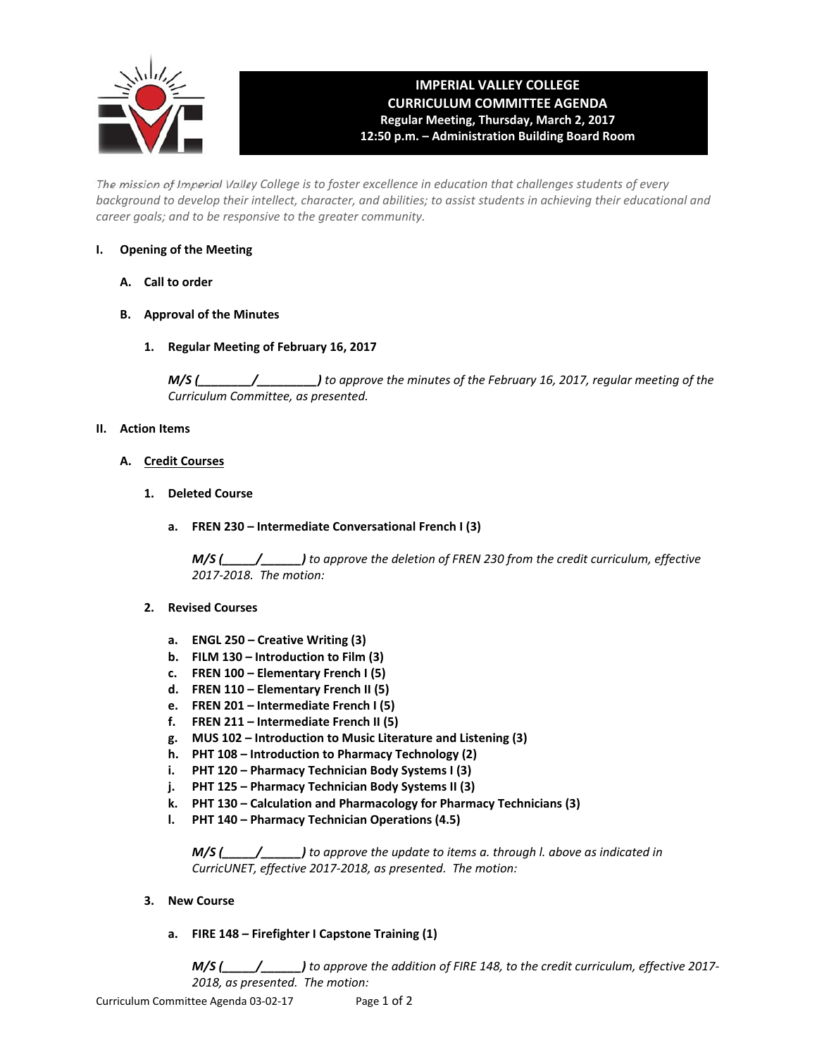# IMPERIAL VALLEY COLLEGE
## CURRICULUM COMMITTEE AGENDA
**Regular Meeting, Thursday, March 2, 2017**
**12:50 p.m. – Administration Building Board Room**

*The mission of Imperial Valley College is to foster excellence in education that challenges students of every background to develop their intellect, character, and abilities; to assist students in achieving their educational and career goals; and to be responsive to the greater community.*

**I. Opening of the Meeting**

**A. Call to order**

**B. Approval of the Minutes**

**1. Regular Meeting of February 16, 2017**

***M/S (________/________)*** *to approve the minutes of the February 16, 2017, regular meeting of the Curriculum Committee, as presented.*

**II. Action Items**

**A. Credit Courses**

**1. Deleted Course**

**a. FREN 230 – Intermediate Conversational French I (3)**

***M/S (_____/______)*** *to approve the deletion of FREN 230 from the credit curriculum, effective 2017-2018. The motion:*

**2. Revised Courses**

- **a. ENGL 250 – Creative Writing (3)**
- **b. FILM 130 – Introduction to Film (3)**
- **c. FREN 100 – Elementary French I (5)**
- **d. FREN 110 – Elementary French II (5)**
- **e. FREN 201 – Intermediate French I (5)**
- **f. FREN 211 – Intermediate French II (5)**
- **g. MUS 102 – Introduction to Music Literature and Listening (3)**
- **h. PHT 108 – Introduction to Pharmacy Technology (2)**
- **i. PHT 120 – Pharmacy Technician Body Systems I (3)**
- **j. PHT 125 – Pharmacy Technician Body Systems II (3)**
- **k. PHT 130 – Calculation and Pharmacology for Pharmacy Technicians (3)**
- **l. PHT 140 – Pharmacy Technician Operations (4.5)**

***M/S (_____/______)*** *to approve the update to items a. through l. above as indicated in CurricUNET, effective 2017-2018, as presented. The motion:*

**3. New Course**

**a. FIRE 148 – Firefighter I Capstone Training (1)**

***M/S (_____/______)*** *to approve the addition of FIRE 148, to the credit curriculum, effective 2017-2018, as presented. The motion:*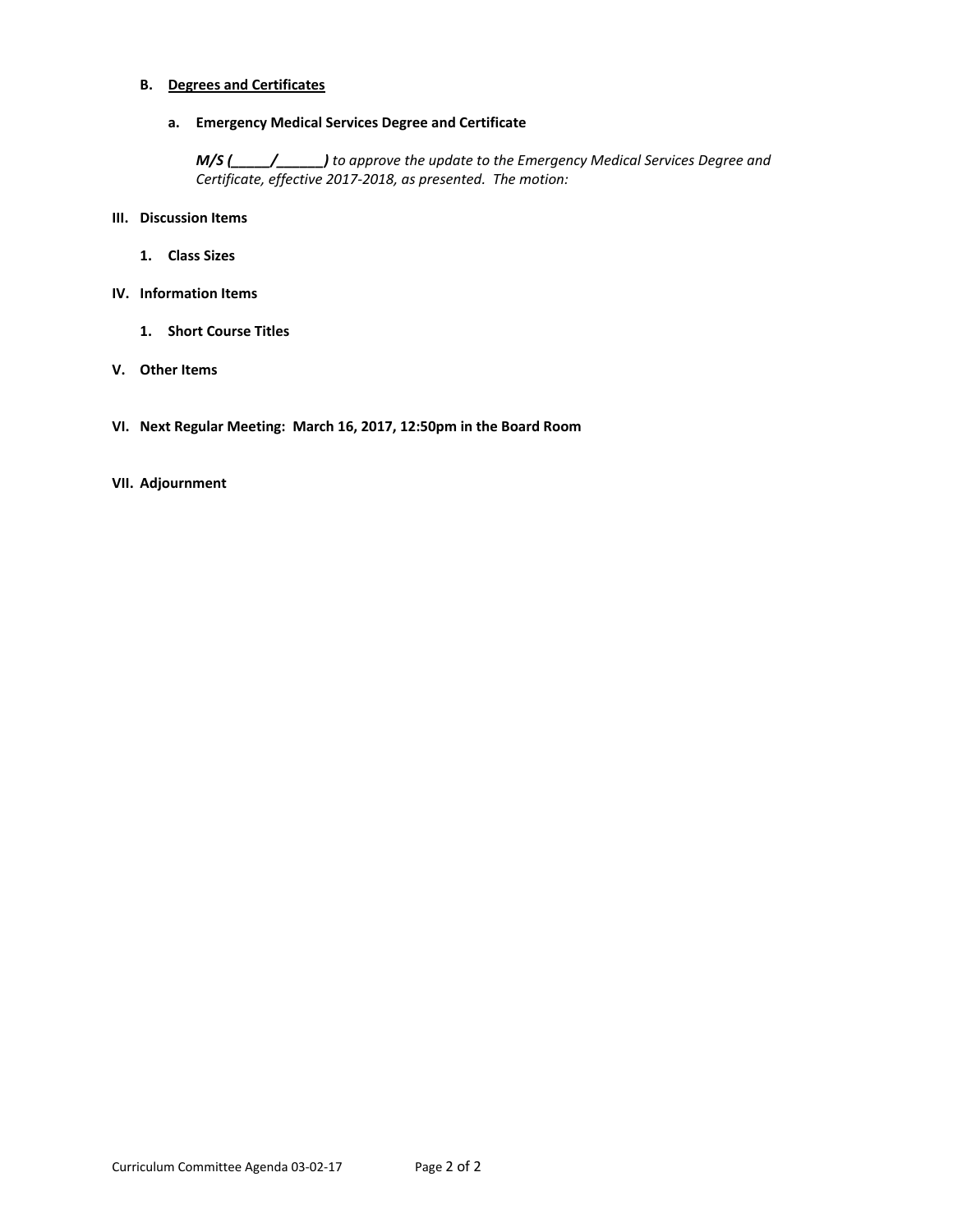**B. <u>Degrees and Certificates</u>**

**a. Emergency Medical Services Degree and Certificate**

***M/S (_____/______)*** *to approve the update to the Emergency Medical Services Degree and Certificate, effective 2017-2018, as presented. The motion:*

**III. Discussion Items**

**1. Class Sizes**

**IV. Information Items**

**1. Short Course Titles**

**V. Other Items**

**VI. Next Regular Meeting: March 16, 2017, 12:50pm in the Board Room**

**VII. Adjournment**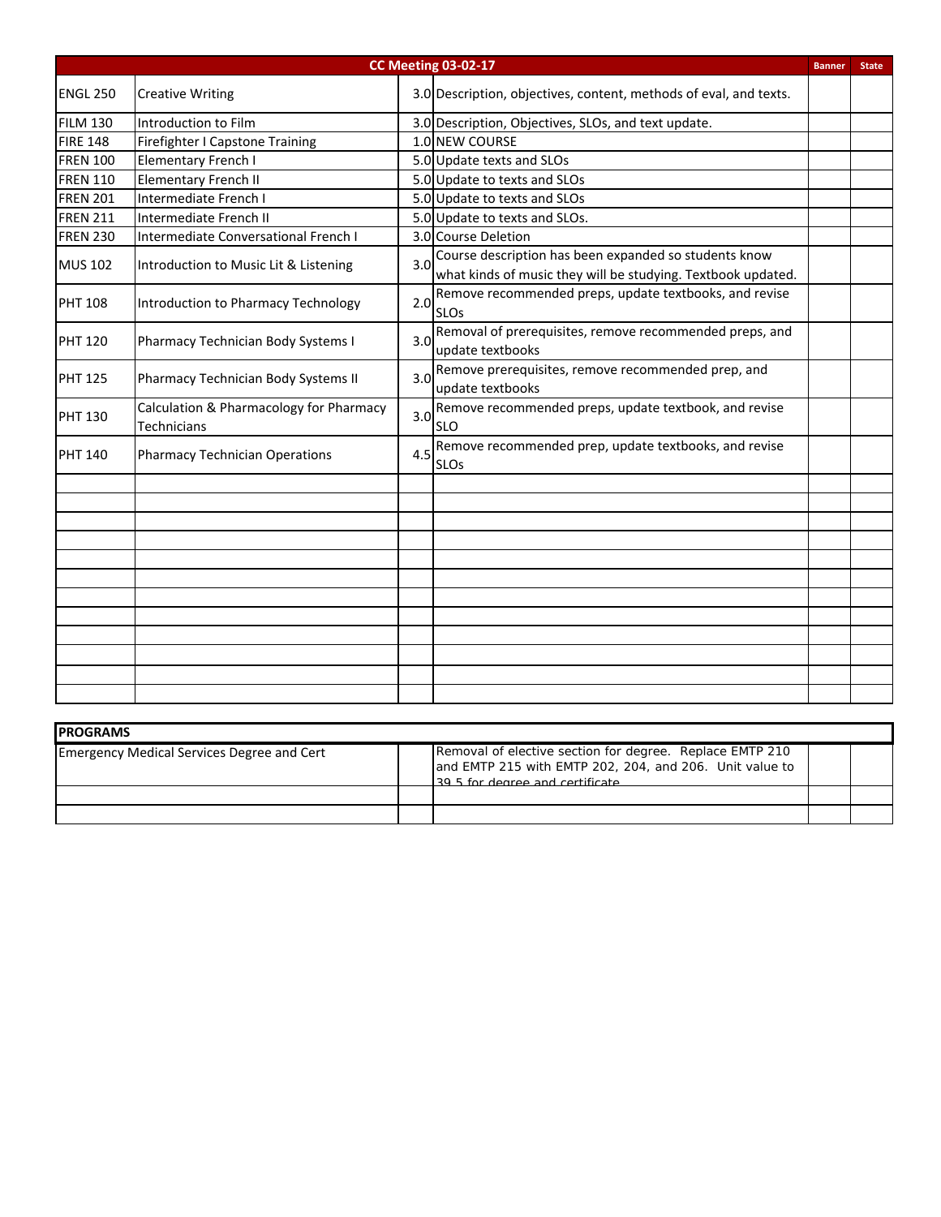| CC Meeting 03-02-17 | | | | Banner | State |
|---|---|---|---|---|---|
| ENGL 250 | Creative Writing | 3.0 | Description, objectives, content, methods of eval, and texts. | | |
| FILM 130 | Introduction to Film | 3.0 | Description, Objectives, SLOs, and text update. | | |
| FIRE 148 | Firefighter I Capstone Training | 1.0 | NEW COURSE | | |
| FREN 100 | Elementary French I | 5.0 | Update texts and SLOs | | |
| FREN 110 | Elementary French II | 5.0 | Update to texts and SLOs | | |
| FREN 201 | Intermediate French I | 5.0 | Update to texts and SLOs | | |
| FREN 211 | Intermediate French II | 5.0 | Update to texts and SLOs. | | |
| FREN 230 | Intermediate Conversational French I | 3.0 | Course Deletion | | |
| MUS 102 | Introduction to Music Lit & Listening | 3.0 | Course description has been expanded so students know what kinds of music they will be studying. Textbook updated. | | |
| PHT 108 | Introduction to Pharmacy Technology | 2.0 | Remove recommended preps, update textbooks, and revise SLOs | | |
| PHT 120 | Pharmacy Technician Body Systems I | 3.0 | Removal of prerequisites, remove recommended preps, and update textbooks | | |
| PHT 125 | Pharmacy Technician Body Systems II | 3.0 | Remove prerequisites, remove recommended prep, and update textbooks | | |
| PHT 130 | Calculation & Pharmacology for Pharmacy Technicians | 3.0 | Remove recommended preps, update textbook, and revise SLO | | |
| PHT 140 | Pharmacy Technician Operations | 4.5 | Remove recommended prep, update textbooks, and revise SLOs | | |

| PROGRAMS | | | | |
|---|---|---|---|---|
| Emergency Medical Services Degree and Cert | | Removal of elective section for degree. Replace EMTP 210 and EMTP 215 with EMTP 202, 204, and 206. Unit value to 39.5 for degree and certificate | | |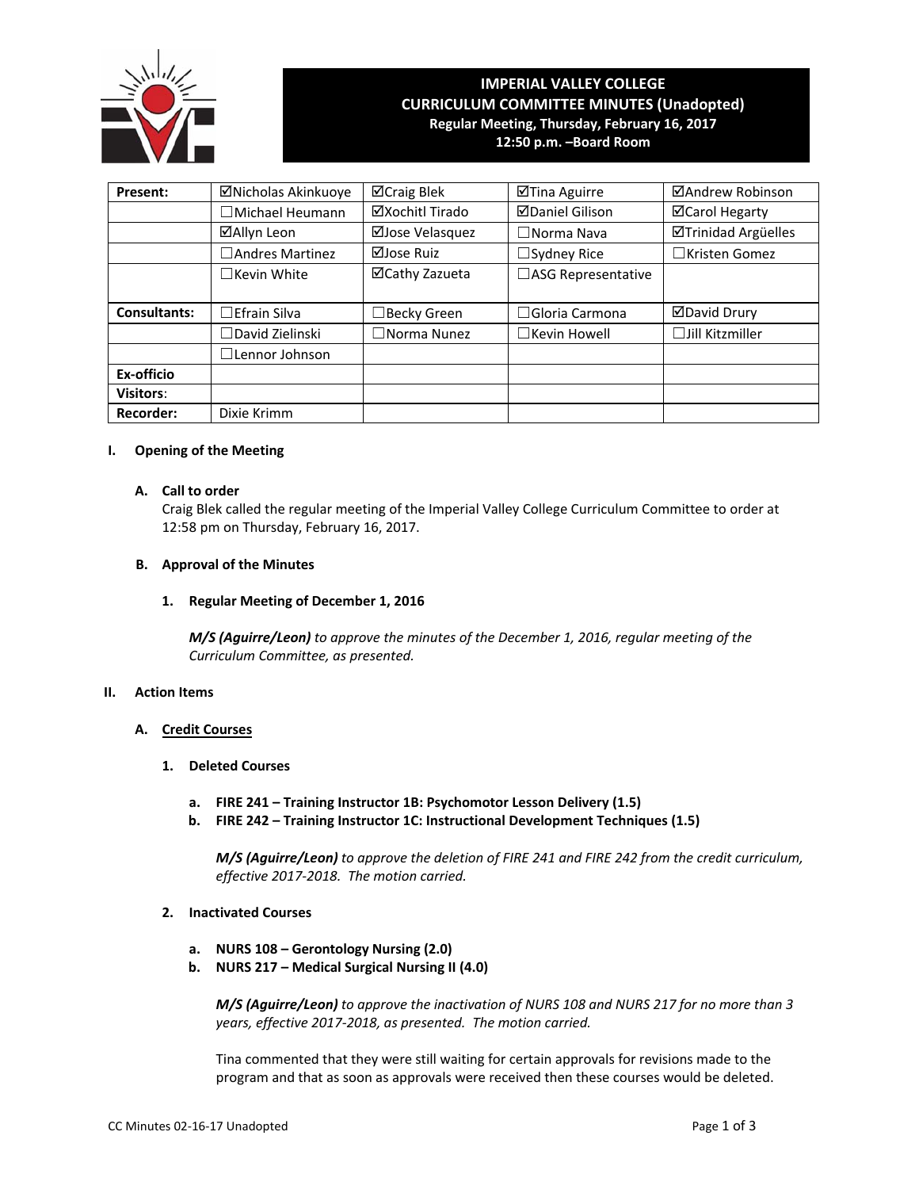# IMPERIAL VALLEY COLLEGE
## CURRICULUM COMMITTEE MINUTES (Unadopted)
**Regular Meeting, Thursday, February 16, 2017**
**12:50 p.m. –Board Room**

| | | | | |
|---|---|---|---|---|
| **Present:** | ☑Nicholas Akinkuoye | ☑Craig Blek | ☑Tina Aguirre | ☑Andrew Robinson |
| | ☐Michael Heumann | ☑Xochitl Tirado | ☑Daniel Gilison | ☑Carol Hegarty |
| | ☑Allyn Leon | ☑Jose Velasquez | ☐Norma Nava | ☑Trinidad Argüelles |
| | ☐Andres Martinez | ☑Jose Ruiz | ☐Sydney Rice | ☐Kristen Gomez |
| | ☐Kevin White | ☑Cathy Zazueta | ☐ASG Representative | |
| **Consultants:** | ☐Efrain Silva | ☐Becky Green | ☐Gloria Carmona | ☑David Drury |
| | ☐David Zielinski | ☐Norma Nunez | ☐Kevin Howell | ☐Jill Kitzmiller |
| | ☐Lennor Johnson | | | |
| **Ex-officio** | | | | |
| **Visitors**: | | | | |
| **Recorder:** | Dixie Krimm | | | |

**I. Opening of the Meeting**

**A. Call to order**

Craig Blek called the regular meeting of the Imperial Valley College Curriculum Committee to order at 12:58 pm on Thursday, February 16, 2017.

**B. Approval of the Minutes**

**1. Regular Meeting of December 1, 2016**

***M/S (Aguirre/Leon)*** *to approve the minutes of the December 1, 2016, regular meeting of the Curriculum Committee, as presented.*

**II. Action Items**

**A. Credit Courses**

**1. Deleted Courses**

- **a. FIRE 241 – Training Instructor 1B: Psychomotor Lesson Delivery (1.5)**
- **b. FIRE 242 – Training Instructor 1C: Instructional Development Techniques (1.5)**

***M/S (Aguirre/Leon)*** *to approve the deletion of FIRE 241 and FIRE 242 from the credit curriculum, effective 2017-2018. The motion carried.*

**2. Inactivated Courses**

- **a. NURS 108 – Gerontology Nursing (2.0)**
- **b. NURS 217 – Medical Surgical Nursing II (4.0)**

***M/S (Aguirre/Leon)*** *to approve the inactivation of NURS 108 and NURS 217 for no more than 3 years, effective 2017-2018, as presented. The motion carried.*

Tina commented that they were still waiting for certain approvals for revisions made to the program and that as soon as approvals were received then these courses would be deleted.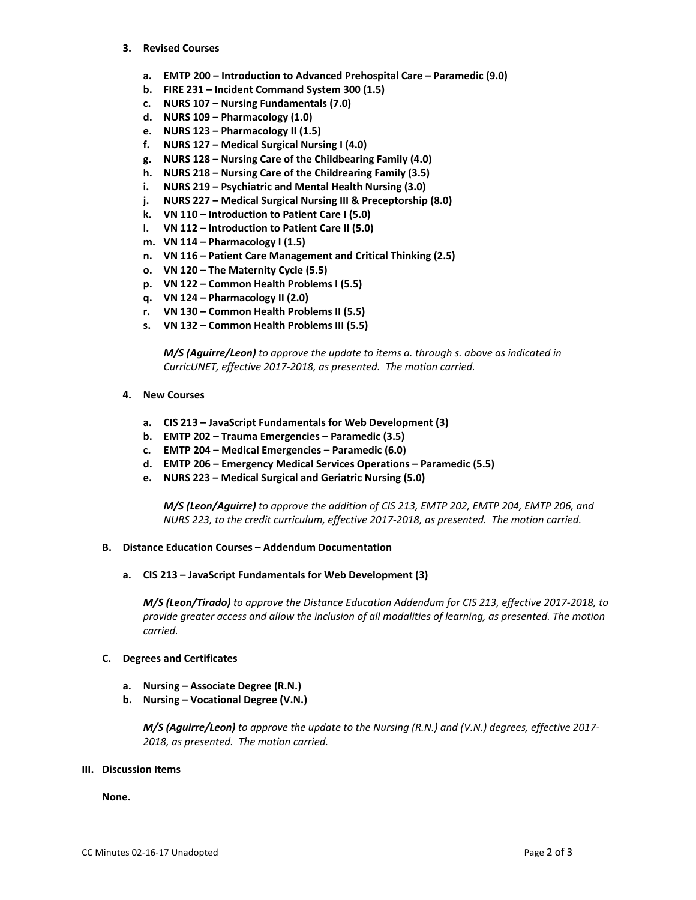**3. Revised Courses**

- **a. EMTP 200 – Introduction to Advanced Prehospital Care – Paramedic (9.0)**
- **b. FIRE 231 – Incident Command System 300 (1.5)**
- **c. NURS 107 – Nursing Fundamentals (7.0)**
- **d. NURS 109 – Pharmacology (1.0)**
- **e. NURS 123 – Pharmacology II (1.5)**
- **f. NURS 127 – Medical Surgical Nursing I (4.0)**
- **g. NURS 128 – Nursing Care of the Childbearing Family (4.0)**
- **h. NURS 218 – Nursing Care of the Childrearing Family (3.5)**
- **i. NURS 219 – Psychiatric and Mental Health Nursing (3.0)**
- **j. NURS 227 – Medical Surgical Nursing III & Preceptorship (8.0)**
- **k. VN 110 – Introduction to Patient Care I (5.0)**
- **l. VN 112 – Introduction to Patient Care II (5.0)**
- **m. VN 114 – Pharmacology I (1.5)**
- **n. VN 116 – Patient Care Management and Critical Thinking (2.5)**
- **o. VN 120 – The Maternity Cycle (5.5)**
- **p. VN 122 – Common Health Problems I (5.5)**
- **q. VN 124 – Pharmacology II (2.0)**
- **r. VN 130 – Common Health Problems II (5.5)**
- **s. VN 132 – Common Health Problems III (5.5)**

***M/S (Aguirre/Leon)*** *to approve the update to items a. through s. above as indicated in CurricUNET, effective 2017-2018, as presented. The motion carried.*

**4. New Courses**

- **a. CIS 213 – JavaScript Fundamentals for Web Development (3)**
- **b. EMTP 202 – Trauma Emergencies – Paramedic (3.5)**
- **c. EMTP 204 – Medical Emergencies – Paramedic (6.0)**
- **d. EMTP 206 – Emergency Medical Services Operations – Paramedic (5.5)**
- **e. NURS 223 – Medical Surgical and Geriatric Nursing (5.0)**

***M/S (Leon/Aguirre)*** *to approve the addition of CIS 213, EMTP 202, EMTP 204, EMTP 206, and NURS 223, to the credit curriculum, effective 2017-2018, as presented. The motion carried.*

**B. Distance Education Courses – Addendum Documentation**

- **a. CIS 213 – JavaScript Fundamentals for Web Development (3)**

***M/S (Leon/Tirado)*** *to approve the Distance Education Addendum for CIS 213, effective 2017-2018, to provide greater access and allow the inclusion of all modalities of learning, as presented. The motion carried.*

**C. Degrees and Certificates**

- **a. Nursing – Associate Degree (R.N.)**
- **b. Nursing – Vocational Degree (V.N.)**

***M/S (Aguirre/Leon)*** *to approve the update to the Nursing (R.N.) and (V.N.) degrees, effective 2017-2018, as presented. The motion carried.*

## III. Discussion Items

**None.**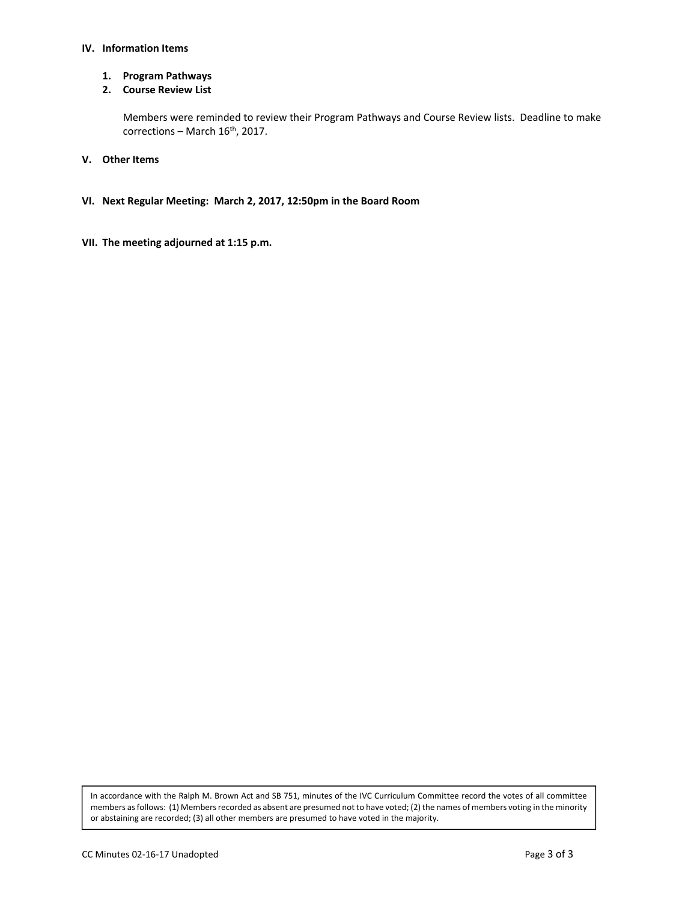## IV. Information Items

1. **Program Pathways**
2. **Course Review List**

   Members were reminded to review their Program Pathways and Course Review lists. Deadline to make corrections – March 16th, 2017.

## V. Other Items

## VI. Next Regular Meeting: March 2, 2017, 12:50pm in the Board Room

## VII. The meeting adjourned at 1:15 p.m.

In accordance with the Ralph M. Brown Act and SB 751, minutes of the IVC Curriculum Committee record the votes of all committee members as follows: (1) Members recorded as absent are presumed not to have voted; (2) the names of members voting in the minority or abstaining are recorded; (3) all other members are presumed to have voted in the majority.

CC Minutes 02-16-17 Unadopted